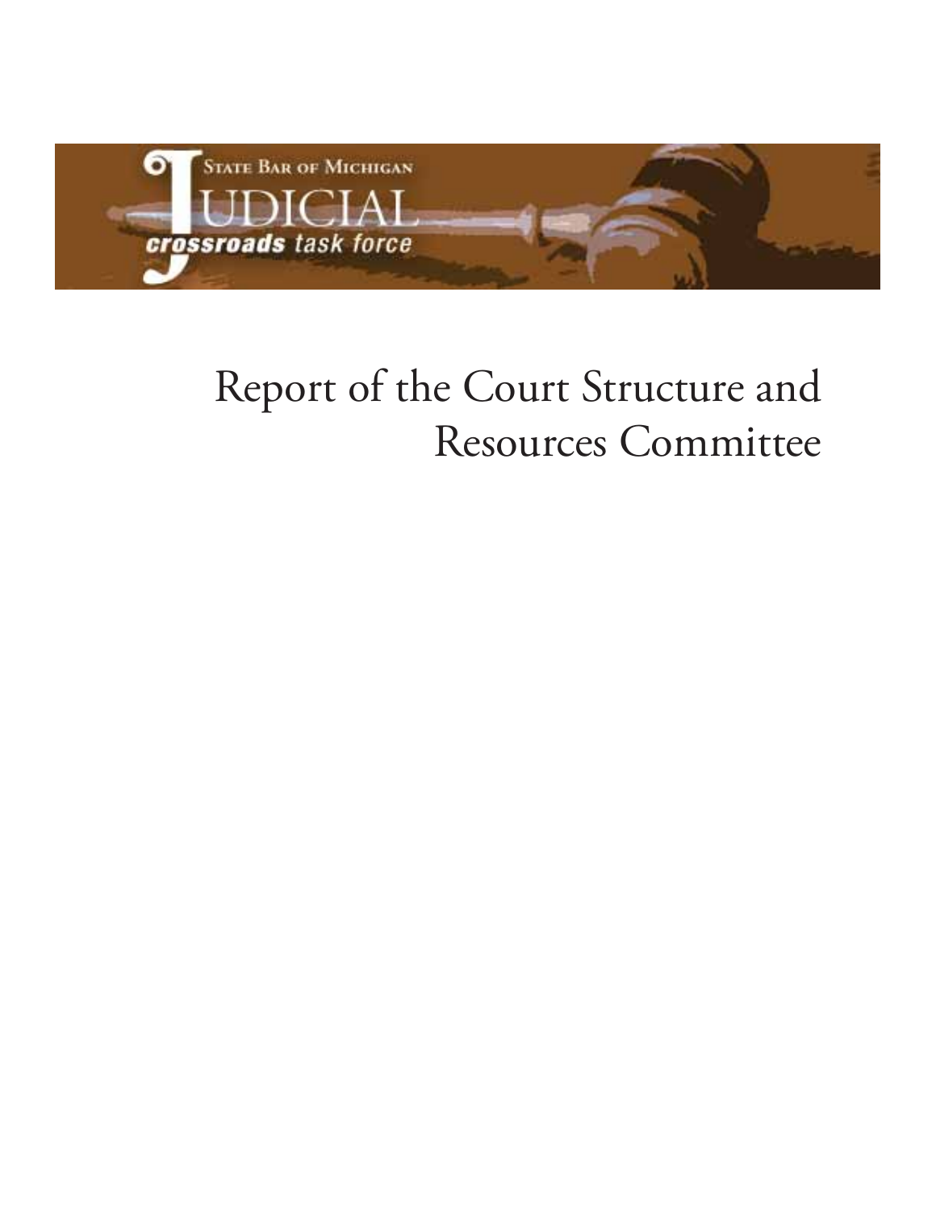State Bar of Michigan

Judicial

*crossroads task force*

# Report of the Court Structure and Resources Committee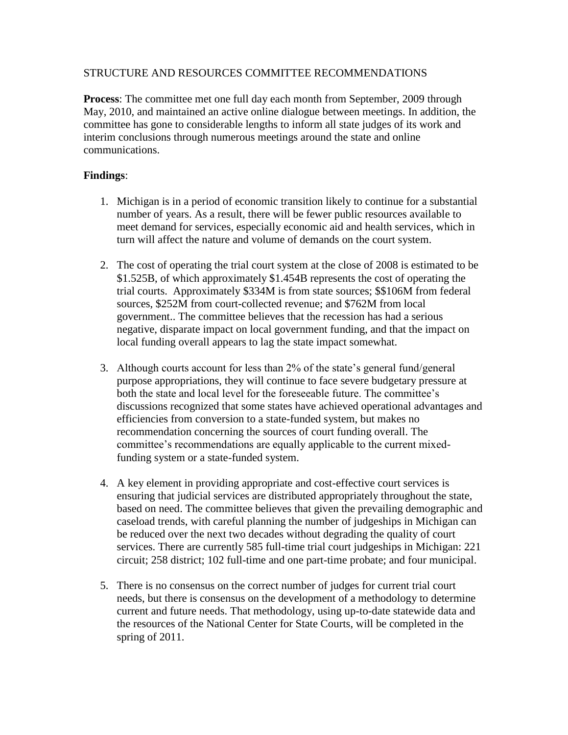STRUCTURE AND RESOURCES COMMITTEE RECOMMENDATIONS

**Process**: The committee met one full day each month from September, 2009 through May, 2010, and maintained an active online dialogue between meetings. In addition, the committee has gone to considerable lengths to inform all state judges of its work and interim conclusions through numerous meetings around the state and online communications.

**Findings**:

1. Michigan is in a period of economic transition likely to continue for a substantial number of years. As a result, there will be fewer public resources available to meet demand for services, especially economic aid and health services, which in turn will affect the nature and volume of demands on the court system.

2. The cost of operating the trial court system at the close of 2008 is estimated to be \$1.525B, of which approximately \$1.454B represents the cost of operating the trial courts. Approximately \$334M is from state sources; \$\$106M from federal sources, \$252M from court-collected revenue; and \$762M from local government.. The committee believes that the recession has had a serious negative, disparate impact on local government funding, and that the impact on local funding overall appears to lag the state impact somewhat.

3. Although courts account for less than 2% of the state's general fund/general purpose appropriations, they will continue to face severe budgetary pressure at both the state and local level for the foreseeable future. The committee's discussions recognized that some states have achieved operational advantages and efficiencies from conversion to a state-funded system, but makes no recommendation concerning the sources of court funding overall. The committee's recommendations are equally applicable to the current mixed-funding system or a state-funded system.

4. A key element in providing appropriate and cost-effective court services is ensuring that judicial services are distributed appropriately throughout the state, based on need. The committee believes that given the prevailing demographic and caseload trends, with careful planning the number of judgeships in Michigan can be reduced over the next two decades without degrading the quality of court services. There are currently 585 full-time trial court judgeships in Michigan: 221 circuit; 258 district; 102 full-time and one part-time probate; and four municipal.

5. There is no consensus on the correct number of judges for current trial court needs, but there is consensus on the development of a methodology to determine current and future needs. That methodology, using up-to-date statewide data and the resources of the National Center for State Courts, will be completed in the spring of 2011.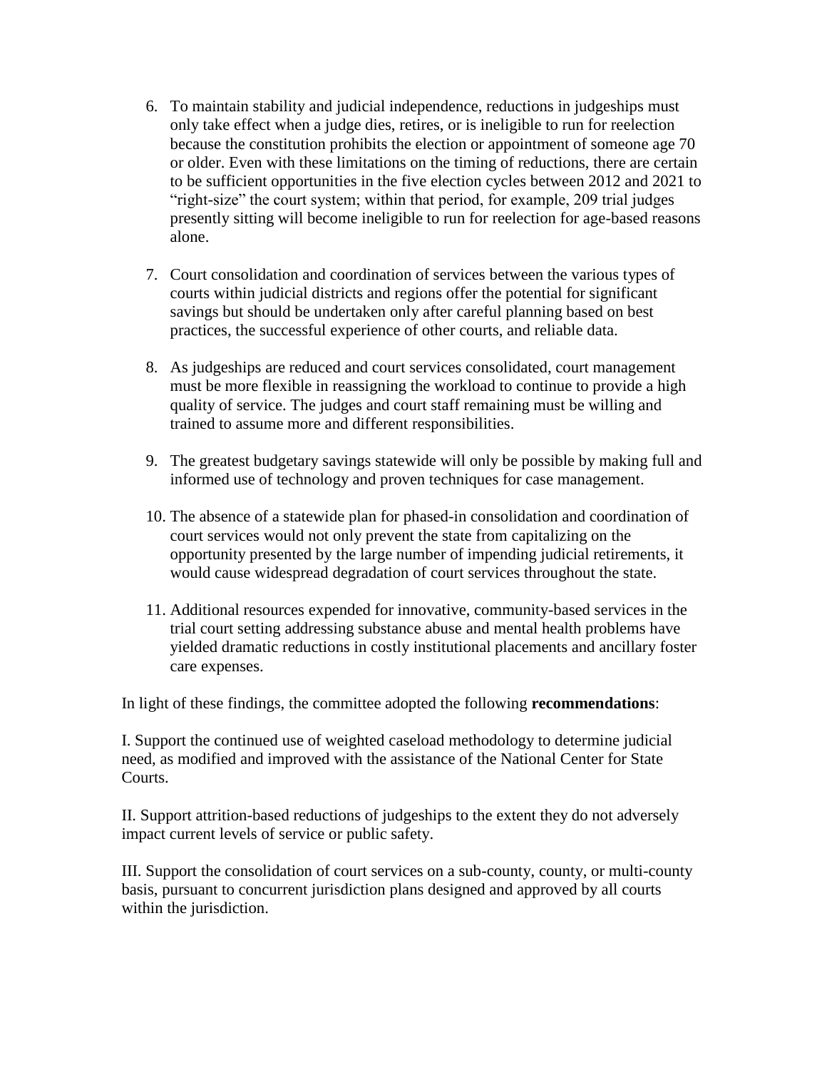6. To maintain stability and judicial independence, reductions in judgeships must only take effect when a judge dies, retires, or is ineligible to run for reelection because the constitution prohibits the election or appointment of someone age 70 or older. Even with these limitations on the timing of reductions, there are certain to be sufficient opportunities in the five election cycles between 2012 and 2021 to "right-size" the court system; within that period, for example, 209 trial judges presently sitting will become ineligible to run for reelection for age-based reasons alone.

7. Court consolidation and coordination of services between the various types of courts within judicial districts and regions offer the potential for significant savings but should be undertaken only after careful planning based on best practices, the successful experience of other courts, and reliable data.

8. As judgeships are reduced and court services consolidated, court management must be more flexible in reassigning the workload to continue to provide a high quality of service. The judges and court staff remaining must be willing and trained to assume more and different responsibilities.

9. The greatest budgetary savings statewide will only be possible by making full and informed use of technology and proven techniques for case management.

10. The absence of a statewide plan for phased-in consolidation and coordination of court services would not only prevent the state from capitalizing on the opportunity presented by the large number of impending judicial retirements, it would cause widespread degradation of court services throughout the state.

11. Additional resources expended for innovative, community-based services in the trial court setting addressing substance abuse and mental health problems have yielded dramatic reductions in costly institutional placements and ancillary foster care expenses.

In light of these findings, the committee adopted the following **recommendations**:

I. Support the continued use of weighted caseload methodology to determine judicial need, as modified and improved with the assistance of the National Center for State Courts.

II. Support attrition-based reductions of judgeships to the extent they do not adversely impact current levels of service or public safety.

III. Support the consolidation of court services on a sub-county, county, or multi-county basis, pursuant to concurrent jurisdiction plans designed and approved by all courts within the jurisdiction.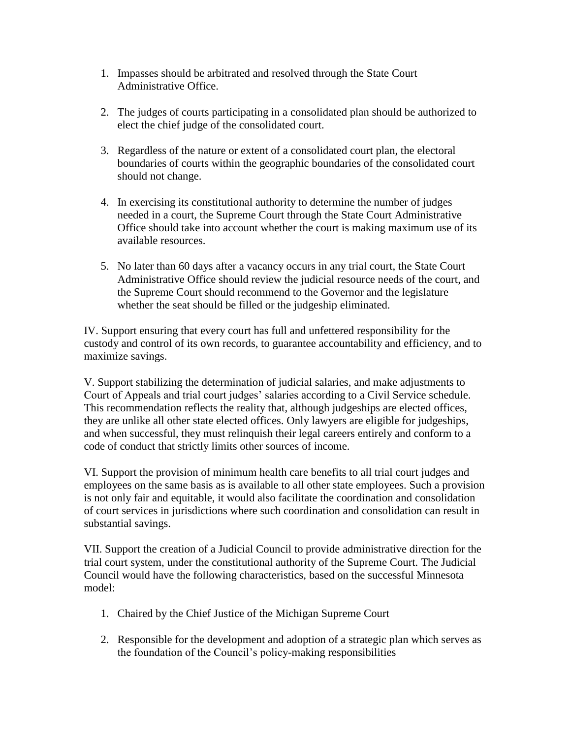1. Impasses should be arbitrated and resolved through the State Court Administrative Office.

2. The judges of courts participating in a consolidated plan should be authorized to elect the chief judge of the consolidated court.

3. Regardless of the nature or extent of a consolidated court plan, the electoral boundaries of courts within the geographic boundaries of the consolidated court should not change.

4. In exercising its constitutional authority to determine the number of judges needed in a court, the Supreme Court through the State Court Administrative Office should take into account whether the court is making maximum use of its available resources.

5. No later than 60 days after a vacancy occurs in any trial court, the State Court Administrative Office should review the judicial resource needs of the court, and the Supreme Court should recommend to the Governor and the legislature whether the seat should be filled or the judgeship eliminated.

IV. Support ensuring that every court has full and unfettered responsibility for the custody and control of its own records, to guarantee accountability and efficiency, and to maximize savings.

V. Support stabilizing the determination of judicial salaries, and make adjustments to Court of Appeals and trial court judges' salaries according to a Civil Service schedule. This recommendation reflects the reality that, although judgeships are elected offices, they are unlike all other state elected offices. Only lawyers are eligible for judgeships, and when successful, they must relinquish their legal careers entirely and conform to a code of conduct that strictly limits other sources of income.

VI. Support the provision of minimum health care benefits to all trial court judges and employees on the same basis as is available to all other state employees. Such a provision is not only fair and equitable, it would also facilitate the coordination and consolidation of court services in jurisdictions where such coordination and consolidation can result in substantial savings.

VII. Support the creation of a Judicial Council to provide administrative direction for the trial court system, under the constitutional authority of the Supreme Court. The Judicial Council would have the following characteristics, based on the successful Minnesota model:

1. Chaired by the Chief Justice of the Michigan Supreme Court

2. Responsible for the development and adoption of a strategic plan which serves as the foundation of the Council's policy-making responsibilities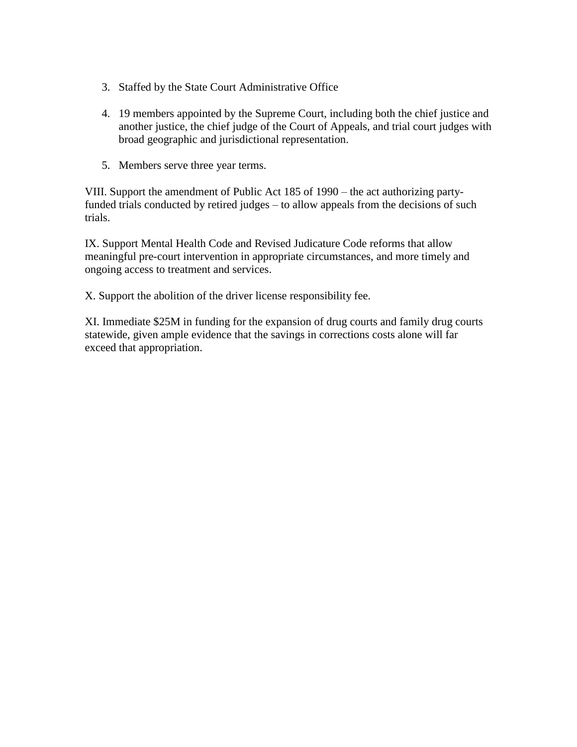3. Staffed by the State Court Administrative Office

4. 19 members appointed by the Supreme Court, including both the chief justice and another justice, the chief judge of the Court of Appeals, and trial court judges with broad geographic and jurisdictional representation.

5. Members serve three year terms.

VIII. Support the amendment of Public Act 185 of 1990 – the act authorizing party-funded trials conducted by retired judges – to allow appeals from the decisions of such trials.

IX. Support Mental Health Code and Revised Judicature Code reforms that allow meaningful pre-court intervention in appropriate circumstances, and more timely and ongoing access to treatment and services.

X. Support the abolition of the driver license responsibility fee.

XI. Immediate $25M in funding for the expansion of drug courts and family drug courts statewide, given ample evidence that the savings in corrections costs alone will far exceed that appropriation.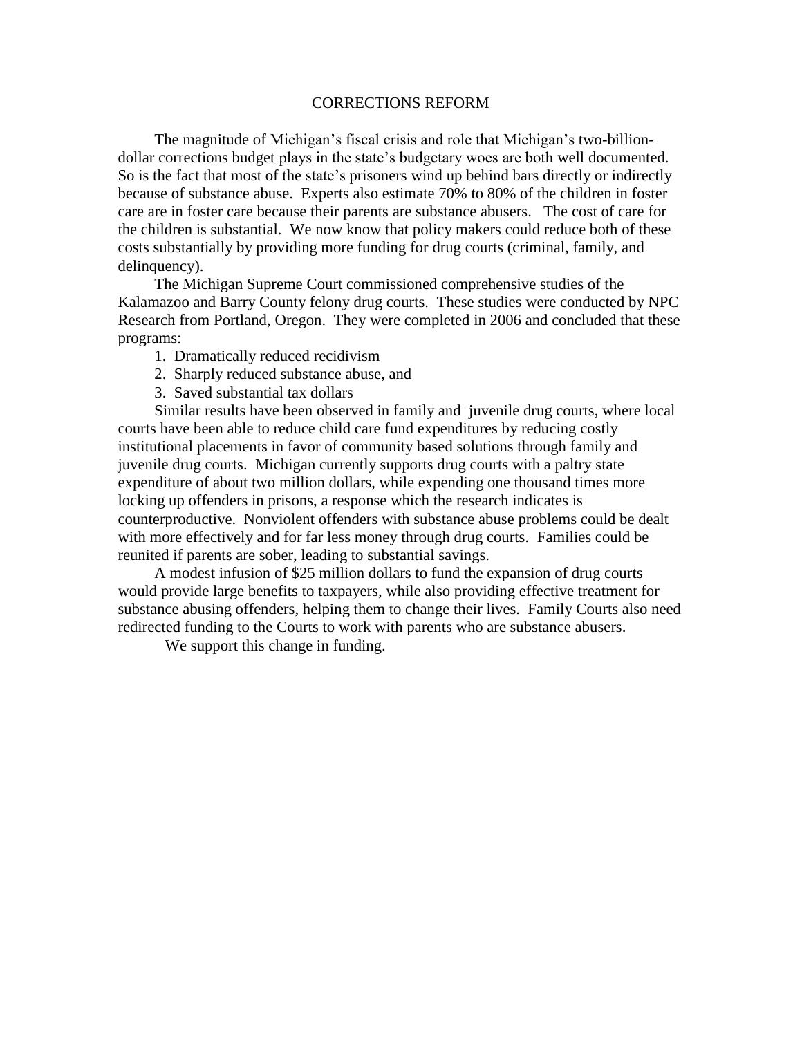# CORRECTIONS REFORM

The magnitude of Michigan's fiscal crisis and role that Michigan's two-billion-dollar corrections budget plays in the state's budgetary woes are both well documented. So is the fact that most of the state's prisoners wind up behind bars directly or indirectly because of substance abuse. Experts also estimate 70% to 80% of the children in foster care are in foster care because their parents are substance abusers. The cost of care for the children is substantial. We now know that policy makers could reduce both of these costs substantially by providing more funding for drug courts (criminal, family, and delinquency).

The Michigan Supreme Court commissioned comprehensive studies of the Kalamazoo and Barry County felony drug courts. These studies were conducted by NPC Research from Portland, Oregon. They were completed in 2006 and concluded that these programs:

1. Dramatically reduced recidivism
2. Sharply reduced substance abuse, and
3. Saved substantial tax dollars

Similar results have been observed in family and juvenile drug courts, where local courts have been able to reduce child care fund expenditures by reducing costly institutional placements in favor of community based solutions through family and juvenile drug courts. Michigan currently supports drug courts with a paltry state expenditure of about two million dollars, while expending one thousand times more locking up offenders in prisons, a response which the research indicates is counterproductive. Nonviolent offenders with substance abuse problems could be dealt with more effectively and for far less money through drug courts. Families could be reunited if parents are sober, leading to substantial savings.

A modest infusion of $25 million dollars to fund the expansion of drug courts would provide large benefits to taxpayers, while also providing effective treatment for substance abusing offenders, helping them to change their lives. Family Courts also need redirected funding to the Courts to work with parents who are substance abusers.

We support this change in funding.